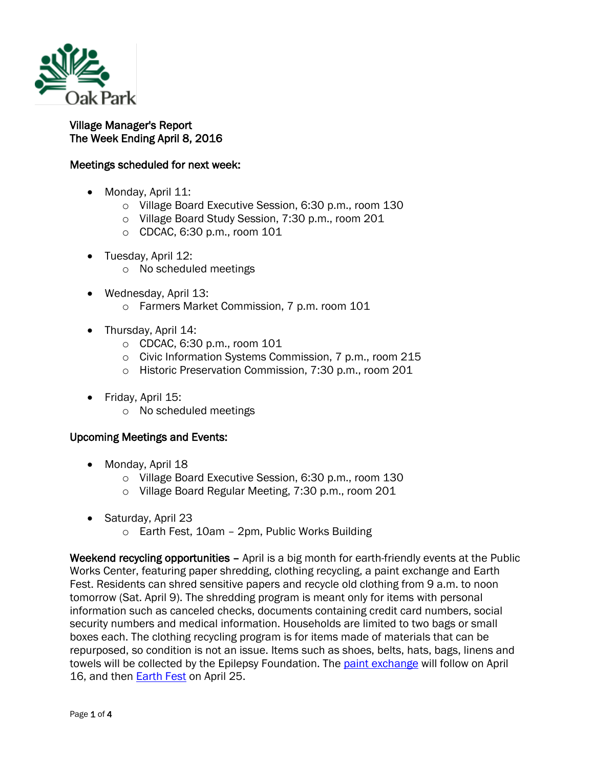Oak Park

# Village Manager's Report
## The Week Ending April 8, 2016

### Meetings scheduled for next week:

- Monday, April 11:
  - Village Board Executive Session, 6:30 p.m., room 130
  - Village Board Study Session, 7:30 p.m., room 201
  - CDCAC, 6:30 p.m., room 101
- Tuesday, April 12:
  - No scheduled meetings
- Wednesday, April 13:
  - Farmers Market Commission, 7 p.m. room 101
- Thursday, April 14:
  - CDCAC, 6:30 p.m., room 101
  - Civic Information Systems Commission, 7 p.m., room 215
  - Historic Preservation Commission, 7:30 p.m., room 201
- Friday, April 15:
  - No scheduled meetings

### Upcoming Meetings and Events:

- Monday, April 18
  - Village Board Executive Session, 6:30 p.m., room 130
  - Village Board Regular Meeting, 7:30 p.m., room 201
- Saturday, April 23
  - Earth Fest, 10am – 2pm, Public Works Building

**Weekend recycling opportunities –** April is a big month for earth-friendly events at the Public Works Center, featuring paper shredding, clothing recycling, a paint exchange and Earth Fest. Residents can shred sensitive papers and recycle old clothing from 9 a.m. to noon tomorrow (Sat. April 9). The shredding program is meant only for items with personal information such as canceled checks, documents containing credit card numbers, social security numbers and medical information. Households are limited to two bags or small boxes each. The clothing recycling program is for items made of materials that can be repurposed, so condition is not an issue. Items such as shoes, belts, hats, bags, linens and towels will be collected by the Epilepsy Foundation. The paint exchange will follow on April 16, and then Earth Fest on April 25.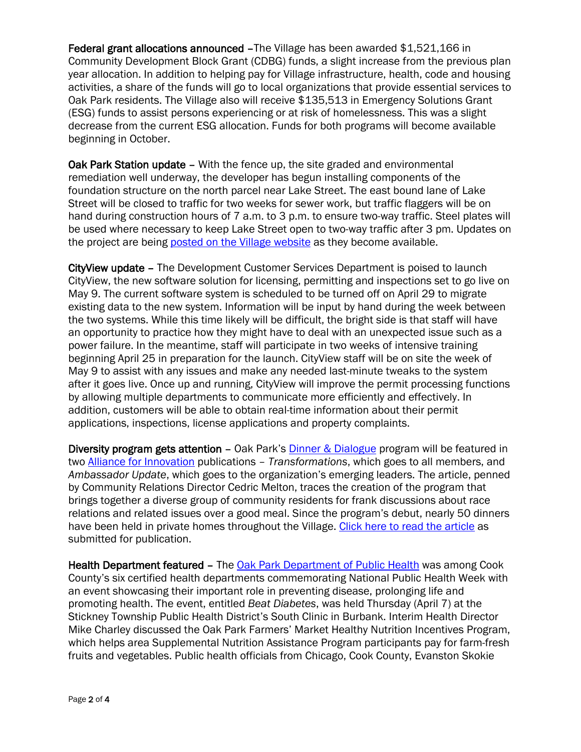**Federal grant allocations announced** –The Village has been awarded $1,521,166 in Community Development Block Grant (CDBG) funds, a slight increase from the previous plan year allocation. In addition to helping pay for Village infrastructure, health, code and housing activities, a share of the funds will go to local organizations that provide essential services to Oak Park residents. The Village also will receive $135,513 in Emergency Solutions Grant (ESG) funds to assist persons experiencing or at risk of homelessness. This was a slight decrease from the current ESG allocation. Funds for both programs will become available beginning in October.

**Oak Park Station update** – With the fence up, the site graded and environmental remediation well underway, the developer has begun installing components of the foundation structure on the north parcel near Lake Street. The east bound lane of Lake Street will be closed to traffic for two weeks for sewer work, but traffic flaggers will be on hand during construction hours of 7 a.m. to 3 p.m. to ensure two-way traffic. Steel plates will be used where necessary to keep Lake Street open to two-way traffic after 3 pm. Updates on the project are being posted on the Village website as they become available.

**CityView update** – The Development Customer Services Department is poised to launch CityView, the new software solution for licensing, permitting and inspections set to go live on May 9. The current software system is scheduled to be turned off on April 29 to migrate existing data to the new system. Information will be input by hand during the week between the two systems. While this time likely will be difficult, the bright side is that staff will have an opportunity to practice how they might have to deal with an unexpected issue such as a power failure. In the meantime, staff will participate in two weeks of intensive training beginning April 25 in preparation for the launch. CityView staff will be on site the week of May 9 to assist with any issues and make any needed last-minute tweaks to the system after it goes live. Once up and running, CityView will improve the permit processing functions by allowing multiple departments to communicate more efficiently and effectively. In addition, customers will be able to obtain real-time information about their permit applications, inspections, license applications and property complaints.

**Diversity program gets attention** – Oak Park's Dinner & Dialogue program will be featured in two Alliance for Innovation publications – *Transformations*, which goes to all members, and *Ambassador Update*, which goes to the organization's emerging leaders. The article, penned by Community Relations Director Cedric Melton, traces the creation of the program that brings together a diverse group of community residents for frank discussions about race relations and related issues over a good meal. Since the program's debut, nearly 50 dinners have been held in private homes throughout the Village. Click here to read the article as submitted for publication.

**Health Department featured** – The Oak Park Department of Public Health was among Cook County's six certified health departments commemorating National Public Health Week with an event showcasing their important role in preventing disease, prolonging life and promoting health. The event, entitled *Beat Diabetes*, was held Thursday (April 7) at the Stickney Township Public Health District's South Clinic in Burbank. Interim Health Director Mike Charley discussed the Oak Park Farmers' Market Healthy Nutrition Incentives Program, which helps area Supplemental Nutrition Assistance Program participants pay for farm-fresh fruits and vegetables. Public health officials from Chicago, Cook County, Evanston Skokie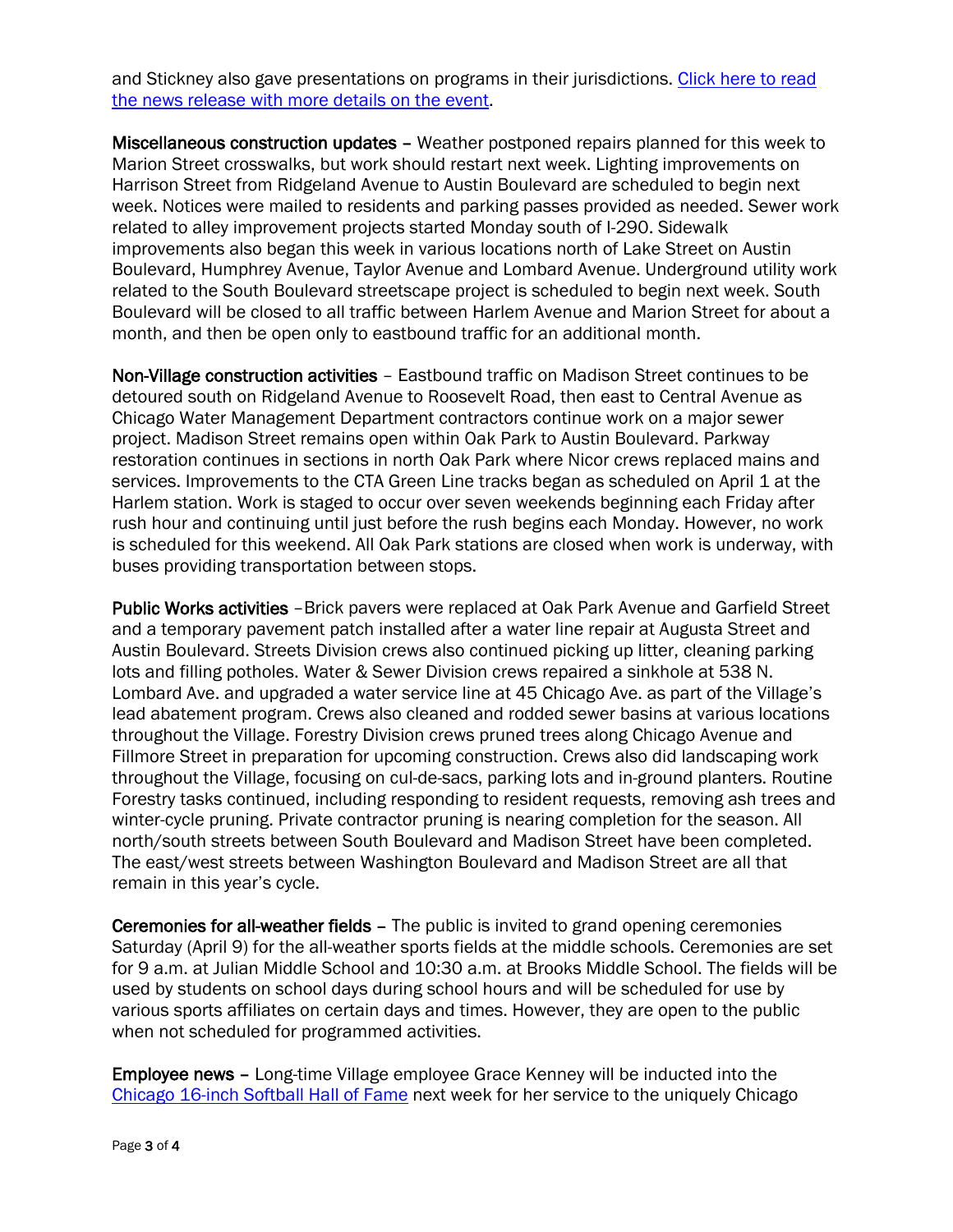and Stickney also gave presentations on programs in their jurisdictions. [Click here to read the news release with more details on the event](#).

**Miscellaneous construction updates** – Weather postponed repairs planned for this week to Marion Street crosswalks, but work should restart next week. Lighting improvements on Harrison Street from Ridgeland Avenue to Austin Boulevard are scheduled to begin next week. Notices were mailed to residents and parking passes provided as needed. Sewer work related to alley improvement projects started Monday south of I-290. Sidewalk improvements also began this week in various locations north of Lake Street on Austin Boulevard, Humphrey Avenue, Taylor Avenue and Lombard Avenue. Underground utility work related to the South Boulevard streetscape project is scheduled to begin next week. South Boulevard will be closed to all traffic between Harlem Avenue and Marion Street for about a month, and then be open only to eastbound traffic for an additional month.

**Non-Village construction activities** – Eastbound traffic on Madison Street continues to be detoured south on Ridgeland Avenue to Roosevelt Road, then east to Central Avenue as Chicago Water Management Department contractors continue work on a major sewer project. Madison Street remains open within Oak Park to Austin Boulevard. Parkway restoration continues in sections in north Oak Park where Nicor crews replaced mains and services. Improvements to the CTA Green Line tracks began as scheduled on April 1 at the Harlem station. Work is staged to occur over seven weekends beginning each Friday after rush hour and continuing until just before the rush begins each Monday. However, no work is scheduled for this weekend. All Oak Park stations are closed when work is underway, with buses providing transportation between stops.

**Public Works activities** –Brick pavers were replaced at Oak Park Avenue and Garfield Street and a temporary pavement patch installed after a water line repair at Augusta Street and Austin Boulevard. Streets Division crews also continued picking up litter, cleaning parking lots and filling potholes. Water & Sewer Division crews repaired a sinkhole at 538 N. Lombard Ave. and upgraded a water service line at 45 Chicago Ave. as part of the Village's lead abatement program. Crews also cleaned and rodded sewer basins at various locations throughout the Village. Forestry Division crews pruned trees along Chicago Avenue and Fillmore Street in preparation for upcoming construction. Crews also did landscaping work throughout the Village, focusing on cul-de-sacs, parking lots and in-ground planters. Routine Forestry tasks continued, including responding to resident requests, removing ash trees and winter-cycle pruning. Private contractor pruning is nearing completion for the season. All north/south streets between South Boulevard and Madison Street have been completed. The east/west streets between Washington Boulevard and Madison Street are all that remain in this year's cycle.

**Ceremonies for all-weather fields** – The public is invited to grand opening ceremonies Saturday (April 9) for the all-weather sports fields at the middle schools. Ceremonies are set for 9 a.m. at Julian Middle School and 10:30 a.m. at Brooks Middle School. The fields will be used by students on school days during school hours and will be scheduled for use by various sports affiliates on certain days and times. However, they are open to the public when not scheduled for programmed activities.

**Employee news** – Long-time Village employee Grace Kenney will be inducted into the [Chicago 16-inch Softball Hall of Fame](#) next week for her service to the uniquely Chicago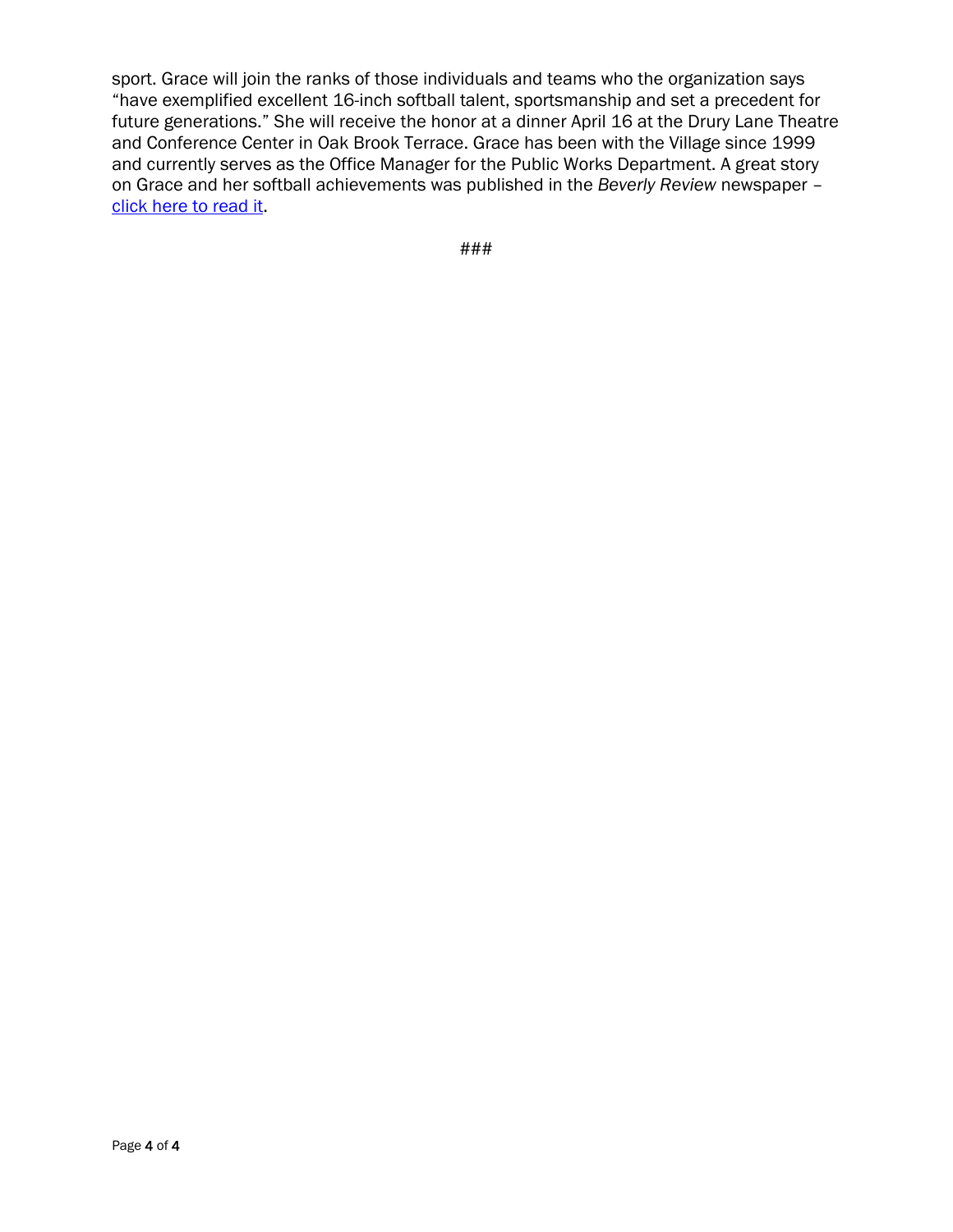sport. Grace will join the ranks of those individuals and teams who the organization says "have exemplified excellent 16-inch softball talent, sportsmanship and set a precedent for future generations." She will receive the honor at a dinner April 16 at the Drury Lane Theatre and Conference Center in Oak Brook Terrace. Grace has been with the Village since 1999 and currently serves as the Office Manager for the Public Works Department. A great story on Grace and her softball achievements was published in the *Beverly Review* newspaper – click here to read it.

###